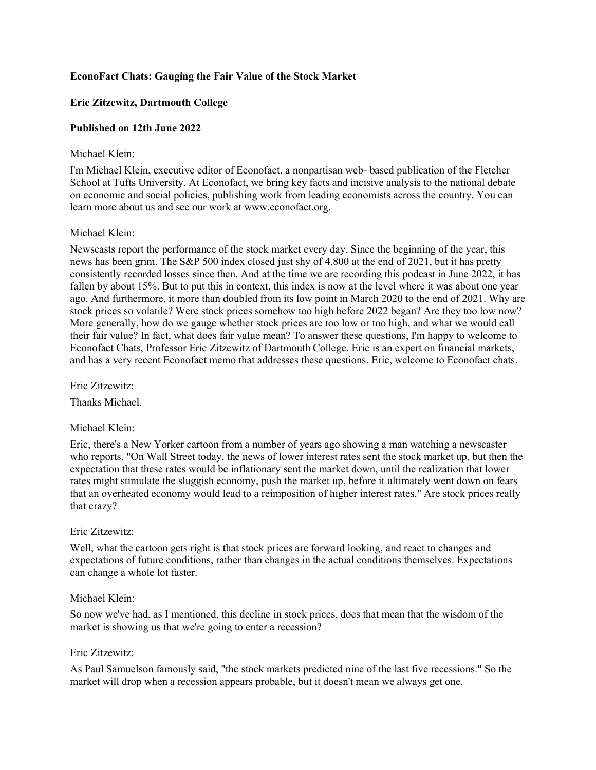**EconoFact Chats: Gauging the Fair Value of the Stock Market**

**Eric Zitzewitz, Dartmouth College**

**Published on 12th June 2022**

Michael Klein:

I'm Michael Klein, executive editor of Econofact, a nonpartisan web- based publication of the Fletcher School at Tufts University. At Econofact, we bring key facts and incisive analysis to the national debate on economic and social policies, publishing work from leading economists across the country. You can learn more about us and see our work at www.econofact.org.

Michael Klein:

Newscasts report the performance of the stock market every day. Since the beginning of the year, this news has been grim. The S&P 500 index closed just shy of 4,800 at the end of 2021, but it has pretty consistently recorded losses since then. And at the time we are recording this podcast in June 2022, it has fallen by about 15%. But to put this in context, this index is now at the level where it was about one year ago. And furthermore, it more than doubled from its low point in March 2020 to the end of 2021. Why are stock prices so volatile? Were stock prices somehow too high before 2022 began? Are they too low now? More generally, how do we gauge whether stock prices are too low or too high, and what we would call their fair value? In fact, what does fair value mean? To answer these questions, I'm happy to welcome to Econofact Chats, Professor Eric Zitzewitz of Dartmouth College. Eric is an expert on financial markets, and has a very recent Econofact memo that addresses these questions. Eric, welcome to Econofact chats.

Eric Zitzewitz:

Thanks Michael.

Michael Klein:

Eric, there's a New Yorker cartoon from a number of years ago showing a man watching a newscaster who reports, "On Wall Street today, the news of lower interest rates sent the stock market up, but then the expectation that these rates would be inflationary sent the market down, until the realization that lower rates might stimulate the sluggish economy, push the market up, before it ultimately went down on fears that an overheated economy would lead to a reimposition of higher interest rates." Are stock prices really that crazy?

Eric Zitzewitz:

Well, what the cartoon gets right is that stock prices are forward looking, and react to changes and expectations of future conditions, rather than changes in the actual conditions themselves. Expectations can change a whole lot faster.

Michael Klein:

So now we've had, as I mentioned, this decline in stock prices, does that mean that the wisdom of the market is showing us that we're going to enter a recession?

Eric Zitzewitz:

As Paul Samuelson famously said, "the stock markets predicted nine of the last five recessions." So the market will drop when a recession appears probable, but it doesn't mean we always get one.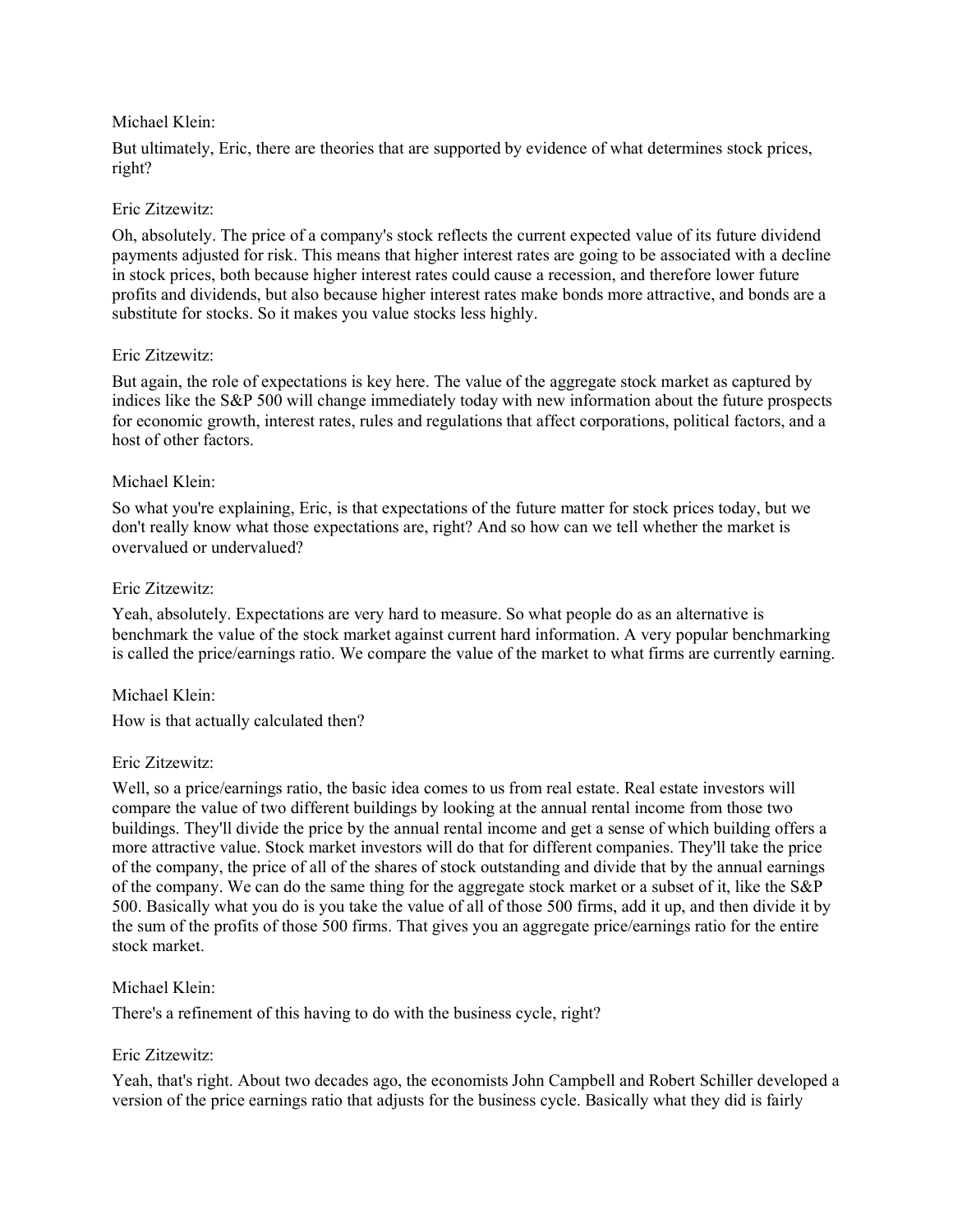Michael Klein:

But ultimately, Eric, there are theories that are supported by evidence of what determines stock prices, right?

Eric Zitzewitz:

Oh, absolutely. The price of a company's stock reflects the current expected value of its future dividend payments adjusted for risk. This means that higher interest rates are going to be associated with a decline in stock prices, both because higher interest rates could cause a recession, and therefore lower future profits and dividends, but also because higher interest rates make bonds more attractive, and bonds are a substitute for stocks. So it makes you value stocks less highly.

Eric Zitzewitz:

But again, the role of expectations is key here. The value of the aggregate stock market as captured by indices like the S&P 500 will change immediately today with new information about the future prospects for economic growth, interest rates, rules and regulations that affect corporations, political factors, and a host of other factors.

Michael Klein:

So what you're explaining, Eric, is that expectations of the future matter for stock prices today, but we don't really know what those expectations are, right? And so how can we tell whether the market is overvalued or undervalued?

Eric Zitzewitz:

Yeah, absolutely. Expectations are very hard to measure. So what people do as an alternative is benchmark the value of the stock market against current hard information. A very popular benchmarking is called the price/earnings ratio. We compare the value of the market to what firms are currently earning.

Michael Klein:

How is that actually calculated then?

Eric Zitzewitz:

Well, so a price/earnings ratio, the basic idea comes to us from real estate. Real estate investors will compare the value of two different buildings by looking at the annual rental income from those two buildings. They'll divide the price by the annual rental income and get a sense of which building offers a more attractive value. Stock market investors will do that for different companies. They'll take the price of the company, the price of all of the shares of stock outstanding and divide that by the annual earnings of the company. We can do the same thing for the aggregate stock market or a subset of it, like the S&P 500. Basically what you do is you take the value of all of those 500 firms, add it up, and then divide it by the sum of the profits of those 500 firms. That gives you an aggregate price/earnings ratio for the entire stock market.

Michael Klein:

There's a refinement of this having to do with the business cycle, right?

Eric Zitzewitz:

Yeah, that's right. About two decades ago, the economists John Campbell and Robert Schiller developed a version of the price earnings ratio that adjusts for the business cycle. Basically what they did is fairly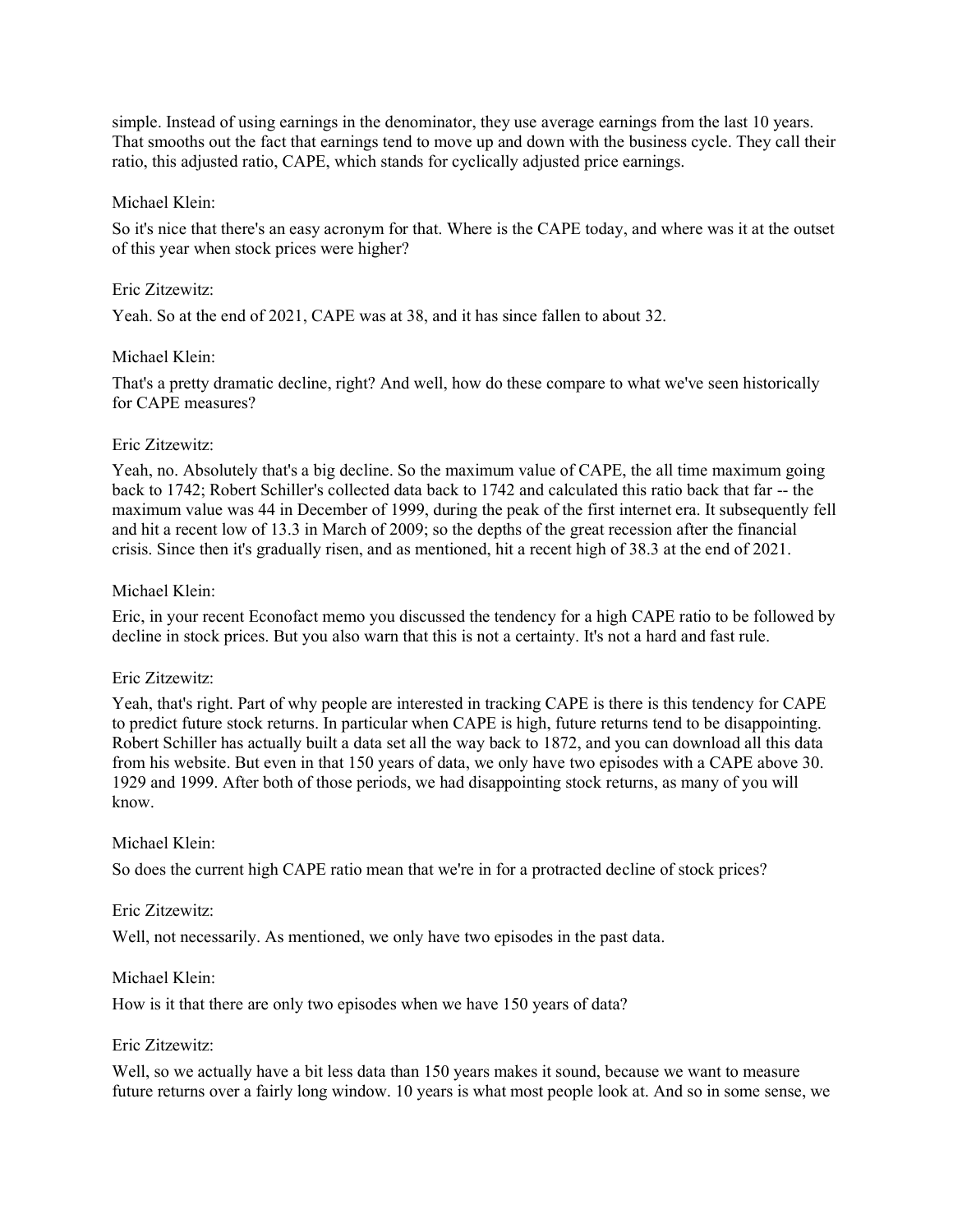simple. Instead of using earnings in the denominator, they use average earnings from the last 10 years. That smooths out the fact that earnings tend to move up and down with the business cycle. They call their ratio, this adjusted ratio, CAPE, which stands for cyclically adjusted price earnings.

Michael Klein:

So it's nice that there's an easy acronym for that. Where is the CAPE today, and where was it at the outset of this year when stock prices were higher?

Eric Zitzewitz:

Yeah. So at the end of 2021, CAPE was at 38, and it has since fallen to about 32.

Michael Klein:

That's a pretty dramatic decline, right? And well, how do these compare to what we've seen historically for CAPE measures?

Eric Zitzewitz:

Yeah, no. Absolutely that's a big decline. So the maximum value of CAPE, the all time maximum going back to 1742; Robert Schiller's collected data back to 1742 and calculated this ratio back that far -- the maximum value was 44 in December of 1999, during the peak of the first internet era. It subsequently fell and hit a recent low of 13.3 in March of 2009; so the depths of the great recession after the financial crisis. Since then it's gradually risen, and as mentioned, hit a recent high of 38.3 at the end of 2021.

Michael Klein:

Eric, in your recent Econofact memo you discussed the tendency for a high CAPE ratio to be followed by decline in stock prices. But you also warn that this is not a certainty. It's not a hard and fast rule.

Eric Zitzewitz:

Yeah, that's right. Part of why people are interested in tracking CAPE is there is this tendency for CAPE to predict future stock returns. In particular when CAPE is high, future returns tend to be disappointing. Robert Schiller has actually built a data set all the way back to 1872, and you can download all this data from his website. But even in that 150 years of data, we only have two episodes with a CAPE above 30. 1929 and 1999. After both of those periods, we had disappointing stock returns, as many of you will know.

Michael Klein:

So does the current high CAPE ratio mean that we're in for a protracted decline of stock prices?

Eric Zitzewitz:

Well, not necessarily. As mentioned, we only have two episodes in the past data.

Michael Klein:

How is it that there are only two episodes when we have 150 years of data?

Eric Zitzewitz:

Well, so we actually have a bit less data than 150 years makes it sound, because we want to measure future returns over a fairly long window. 10 years is what most people look at. And so in some sense, we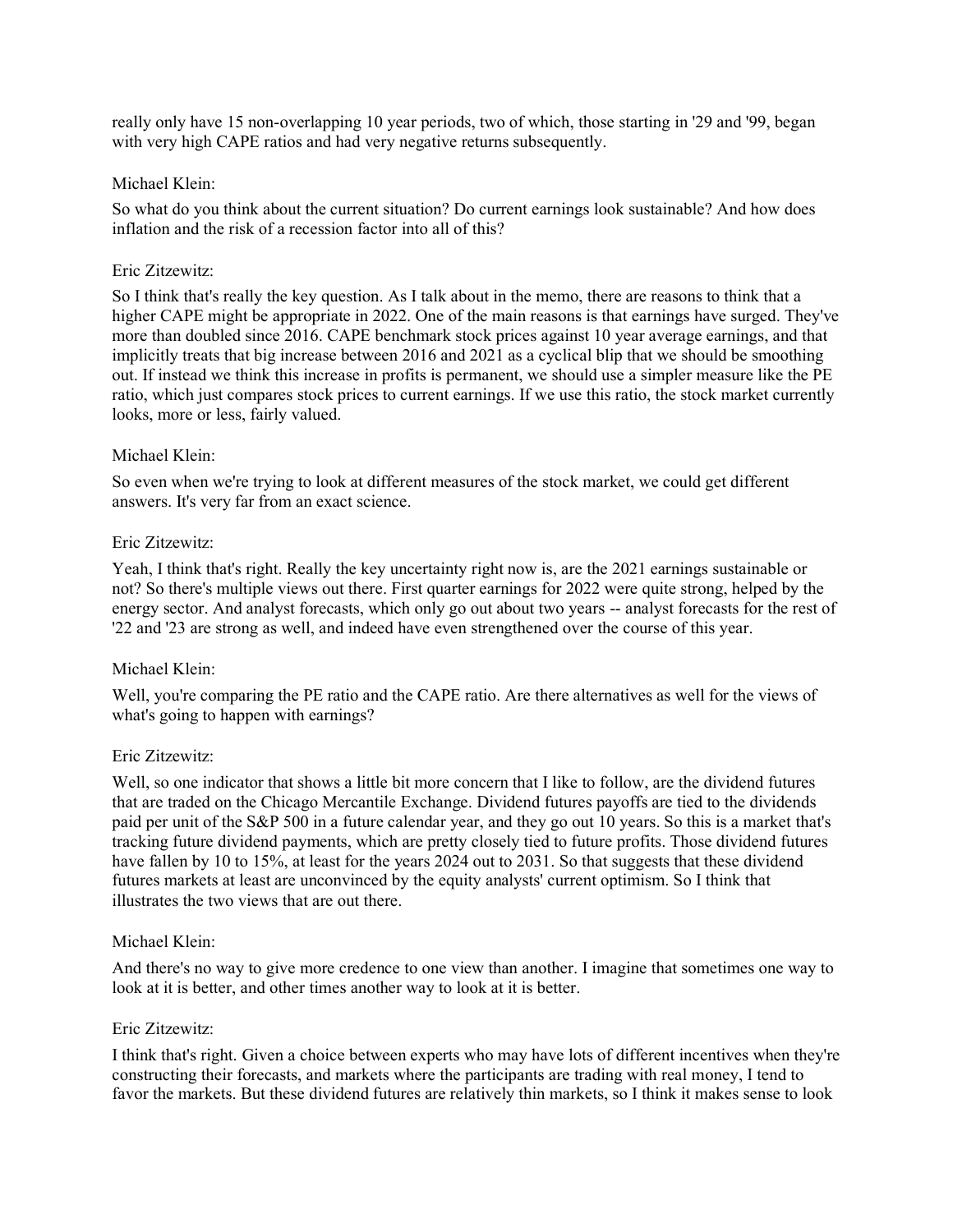really only have 15 non-overlapping 10 year periods, two of which, those starting in '29 and '99, began with very high CAPE ratios and had very negative returns subsequently.

Michael Klein:

So what do you think about the current situation? Do current earnings look sustainable? And how does inflation and the risk of a recession factor into all of this?

Eric Zitzewitz:

So I think that's really the key question. As I talk about in the memo, there are reasons to think that a higher CAPE might be appropriate in 2022. One of the main reasons is that earnings have surged. They've more than doubled since 2016. CAPE benchmark stock prices against 10 year average earnings, and that implicitly treats that big increase between 2016 and 2021 as a cyclical blip that we should be smoothing out. If instead we think this increase in profits is permanent, we should use a simpler measure like the PE ratio, which just compares stock prices to current earnings. If we use this ratio, the stock market currently looks, more or less, fairly valued.

Michael Klein:

So even when we're trying to look at different measures of the stock market, we could get different answers. It's very far from an exact science.

Eric Zitzewitz:

Yeah, I think that's right. Really the key uncertainty right now is, are the 2021 earnings sustainable or not? So there's multiple views out there. First quarter earnings for 2022 were quite strong, helped by the energy sector. And analyst forecasts, which only go out about two years -- analyst forecasts for the rest of '22 and '23 are strong as well, and indeed have even strengthened over the course of this year.

Michael Klein:

Well, you're comparing the PE ratio and the CAPE ratio. Are there alternatives as well for the views of what's going to happen with earnings?

Eric Zitzewitz:

Well, so one indicator that shows a little bit more concern that I like to follow, are the dividend futures that are traded on the Chicago Mercantile Exchange. Dividend futures payoffs are tied to the dividends paid per unit of the S&P 500 in a future calendar year, and they go out 10 years. So this is a market that's tracking future dividend payments, which are pretty closely tied to future profits. Those dividend futures have fallen by 10 to 15%, at least for the years 2024 out to 2031. So that suggests that these dividend futures markets at least are unconvinced by the equity analysts' current optimism. So I think that illustrates the two views that are out there.

Michael Klein:

And there's no way to give more credence to one view than another. I imagine that sometimes one way to look at it is better, and other times another way to look at it is better.

Eric Zitzewitz:

I think that's right. Given a choice between experts who may have lots of different incentives when they're constructing their forecasts, and markets where the participants are trading with real money, I tend to favor the markets. But these dividend futures are relatively thin markets, so I think it makes sense to look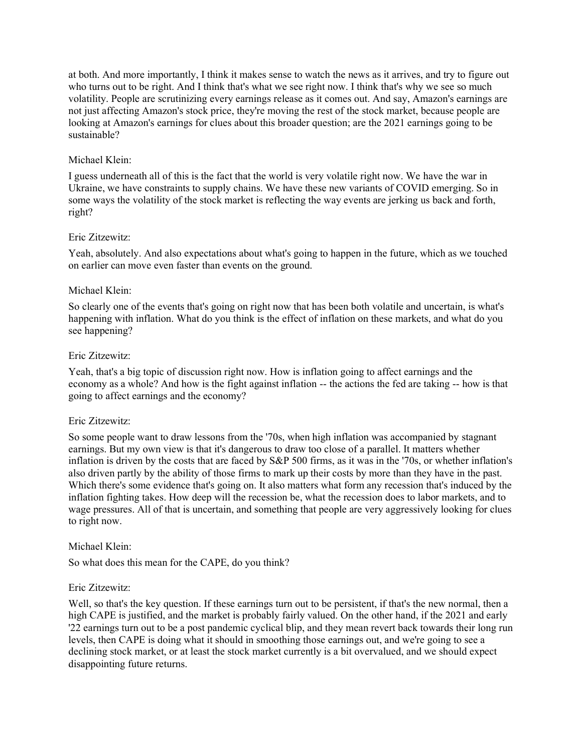at both. And more importantly, I think it makes sense to watch the news as it arrives, and try to figure out who turns out to be right. And I think that's what we see right now. I think that's why we see so much volatility. People are scrutinizing every earnings release as it comes out. And say, Amazon's earnings are not just affecting Amazon's stock price, they're moving the rest of the stock market, because people are looking at Amazon's earnings for clues about this broader question; are the 2021 earnings going to be sustainable?

Michael Klein:

I guess underneath all of this is the fact that the world is very volatile right now. We have the war in Ukraine, we have constraints to supply chains. We have these new variants of COVID emerging. So in some ways the volatility of the stock market is reflecting the way events are jerking us back and forth, right?

Eric Zitzewitz:

Yeah, absolutely. And also expectations about what's going to happen in the future, which as we touched on earlier can move even faster than events on the ground.

Michael Klein:

So clearly one of the events that's going on right now that has been both volatile and uncertain, is what's happening with inflation. What do you think is the effect of inflation on these markets, and what do you see happening?

Eric Zitzewitz:

Yeah, that's a big topic of discussion right now. How is inflation going to affect earnings and the economy as a whole? And how is the fight against inflation -- the actions the fed are taking -- how is that going to affect earnings and the economy?

Eric Zitzewitz:

So some people want to draw lessons from the '70s, when high inflation was accompanied by stagnant earnings. But my own view is that it's dangerous to draw too close of a parallel. It matters whether inflation is driven by the costs that are faced by S&P 500 firms, as it was in the '70s, or whether inflation's also driven partly by the ability of those firms to mark up their costs by more than they have in the past. Which there's some evidence that's going on. It also matters what form any recession that's induced by the inflation fighting takes. How deep will the recession be, what the recession does to labor markets, and to wage pressures. All of that is uncertain, and something that people are very aggressively looking for clues to right now.

Michael Klein:

So what does this mean for the CAPE, do you think?

Eric Zitzewitz:

Well, so that's the key question. If these earnings turn out to be persistent, if that's the new normal, then a high CAPE is justified, and the market is probably fairly valued. On the other hand, if the 2021 and early '22 earnings turn out to be a post pandemic cyclical blip, and they mean revert back towards their long run levels, then CAPE is doing what it should in smoothing those earnings out, and we're going to see a declining stock market, or at least the stock market currently is a bit overvalued, and we should expect disappointing future returns.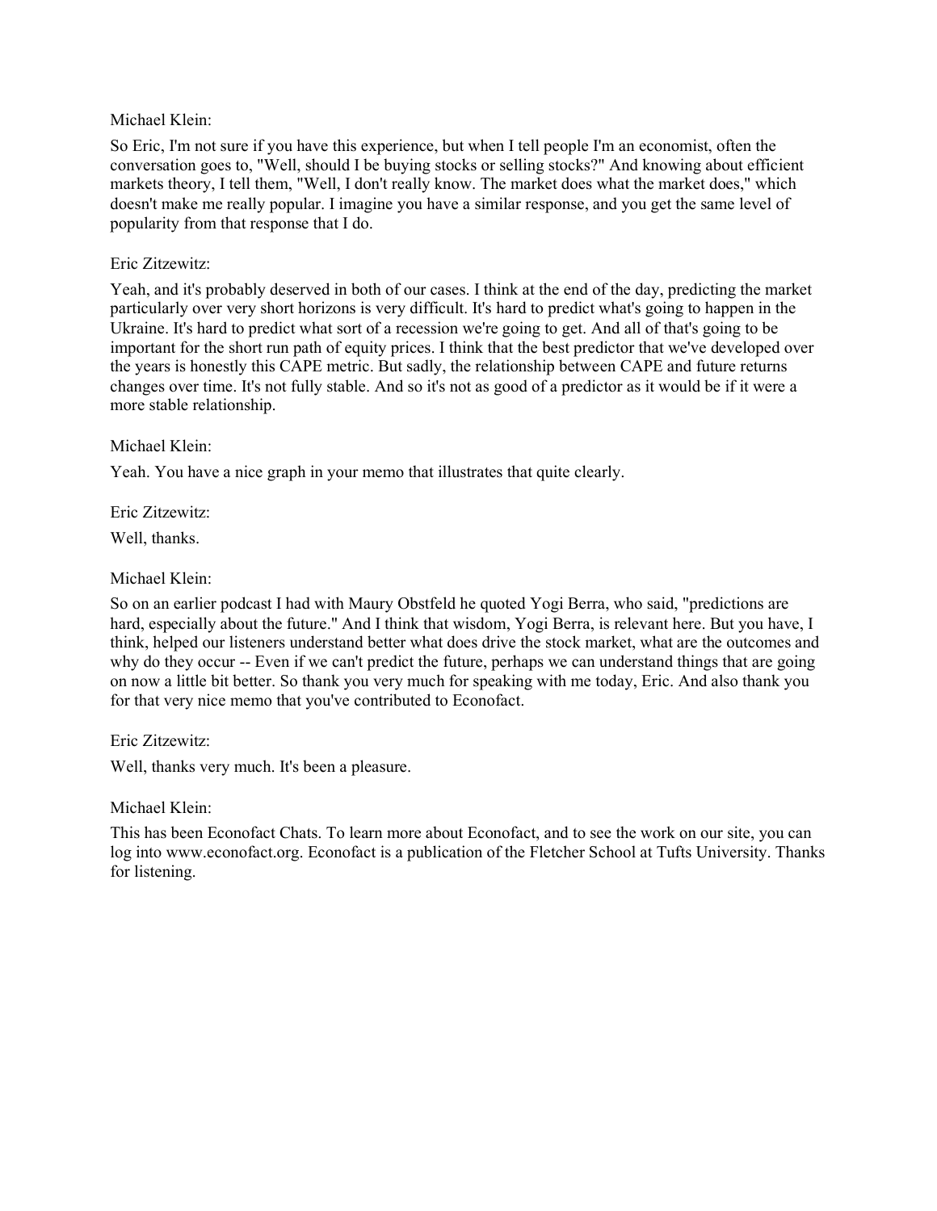Michael Klein:

So Eric, I'm not sure if you have this experience, but when I tell people I'm an economist, often the conversation goes to, "Well, should I be buying stocks or selling stocks?" And knowing about efficient markets theory, I tell them, "Well, I don't really know. The market does what the market does," which doesn't make me really popular. I imagine you have a similar response, and you get the same level of popularity from that response that I do.

Eric Zitzewitz:

Yeah, and it's probably deserved in both of our cases. I think at the end of the day, predicting the market particularly over very short horizons is very difficult. It's hard to predict what's going to happen in the Ukraine. It's hard to predict what sort of a recession we're going to get. And all of that's going to be important for the short run path of equity prices. I think that the best predictor that we've developed over the years is honestly this CAPE metric. But sadly, the relationship between CAPE and future returns changes over time. It's not fully stable. And so it's not as good of a predictor as it would be if it were a more stable relationship.

Michael Klein:

Yeah. You have a nice graph in your memo that illustrates that quite clearly.

Eric Zitzewitz:

Well, thanks.

Michael Klein:

So on an earlier podcast I had with Maury Obstfeld he quoted Yogi Berra, who said, "predictions are hard, especially about the future." And I think that wisdom, Yogi Berra, is relevant here. But you have, I think, helped our listeners understand better what does drive the stock market, what are the outcomes and why do they occur -- Even if we can't predict the future, perhaps we can understand things that are going on now a little bit better. So thank you very much for speaking with me today, Eric. And also thank you for that very nice memo that you've contributed to Econofact.

Eric Zitzewitz:

Well, thanks very much. It's been a pleasure.

Michael Klein:

This has been Econofact Chats. To learn more about Econofact, and to see the work on our site, you can log into www.econofact.org. Econofact is a publication of the Fletcher School at Tufts University. Thanks for listening.